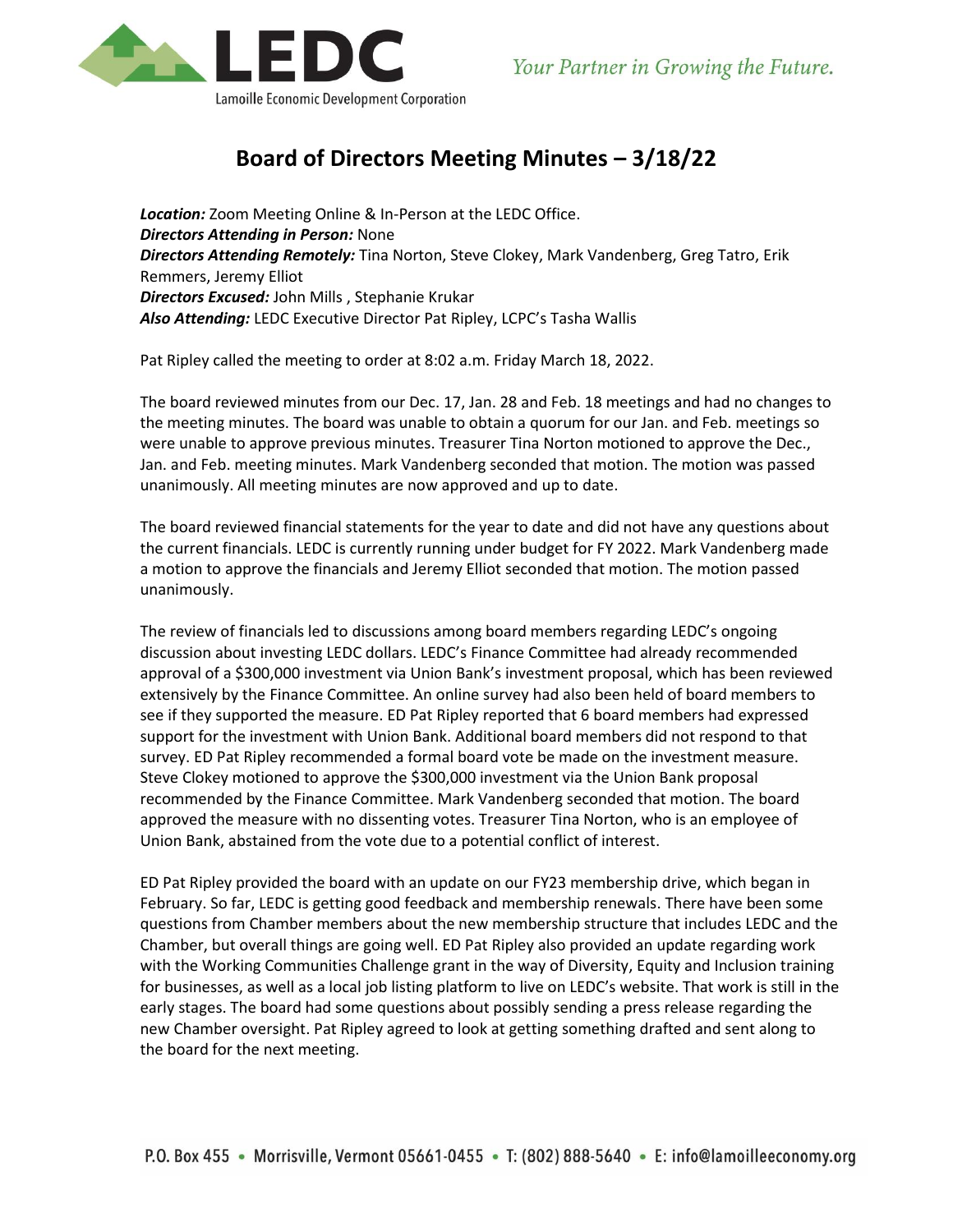# Board of Directors Meeting Minutes – 3/18/22

***Location:*** Zoom Meeting Online & In-Person at the LEDC Office.
***Directors Attending in Person:*** None
***Directors Attending Remotely:*** Tina Norton, Steve Clokey, Mark Vandenberg, Greg Tatro, Erik Remmers, Jeremy Elliot
***Directors Excused:*** John Mills , Stephanie Krukar
***Also Attending:*** LEDC Executive Director Pat Ripley, LCPC's Tasha Wallis

Pat Ripley called the meeting to order at 8:02 a.m. Friday March 18, 2022.

The board reviewed minutes from our Dec. 17, Jan. 28 and Feb. 18 meetings and had no changes to the meeting minutes. The board was unable to obtain a quorum for our Jan. and Feb. meetings so were unable to approve previous minutes. Treasurer Tina Norton motioned to approve the Dec., Jan. and Feb. meeting minutes. Mark Vandenberg seconded that motion. The motion was passed unanimously. All meeting minutes are now approved and up to date.

The board reviewed financial statements for the year to date and did not have any questions about the current financials. LEDC is currently running under budget for FY 2022. Mark Vandenberg made a motion to approve the financials and Jeremy Elliot seconded that motion. The motion passed unanimously.

The review of financials led to discussions among board members regarding LEDC's ongoing discussion about investing LEDC dollars. LEDC's Finance Committee had already recommended approval of a $300,000 investment via Union Bank's investment proposal, which has been reviewed extensively by the Finance Committee. An online survey had also been held of board members to see if they supported the measure. ED Pat Ripley reported that 6 board members had expressed support for the investment with Union Bank. Additional board members did not respond to that survey. ED Pat Ripley recommended a formal board vote be made on the investment measure. Steve Clokey motioned to approve the $300,000 investment via the Union Bank proposal recommended by the Finance Committee. Mark Vandenberg seconded that motion. The board approved the measure with no dissenting votes. Treasurer Tina Norton, who is an employee of Union Bank, abstained from the vote due to a potential conflict of interest.

ED Pat Ripley provided the board with an update on our FY23 membership drive, which began in February. So far, LEDC is getting good feedback and membership renewals. There have been some questions from Chamber members about the new membership structure that includes LEDC and the Chamber, but overall things are going well. ED Pat Ripley also provided an update regarding work with the Working Communities Challenge grant in the way of Diversity, Equity and Inclusion training for businesses, as well as a local job listing platform to live on LEDC's website. That work is still in the early stages. The board had some questions about possibly sending a press release regarding the new Chamber oversight. Pat Ripley agreed to look at getting something drafted and sent along to the board for the next meeting.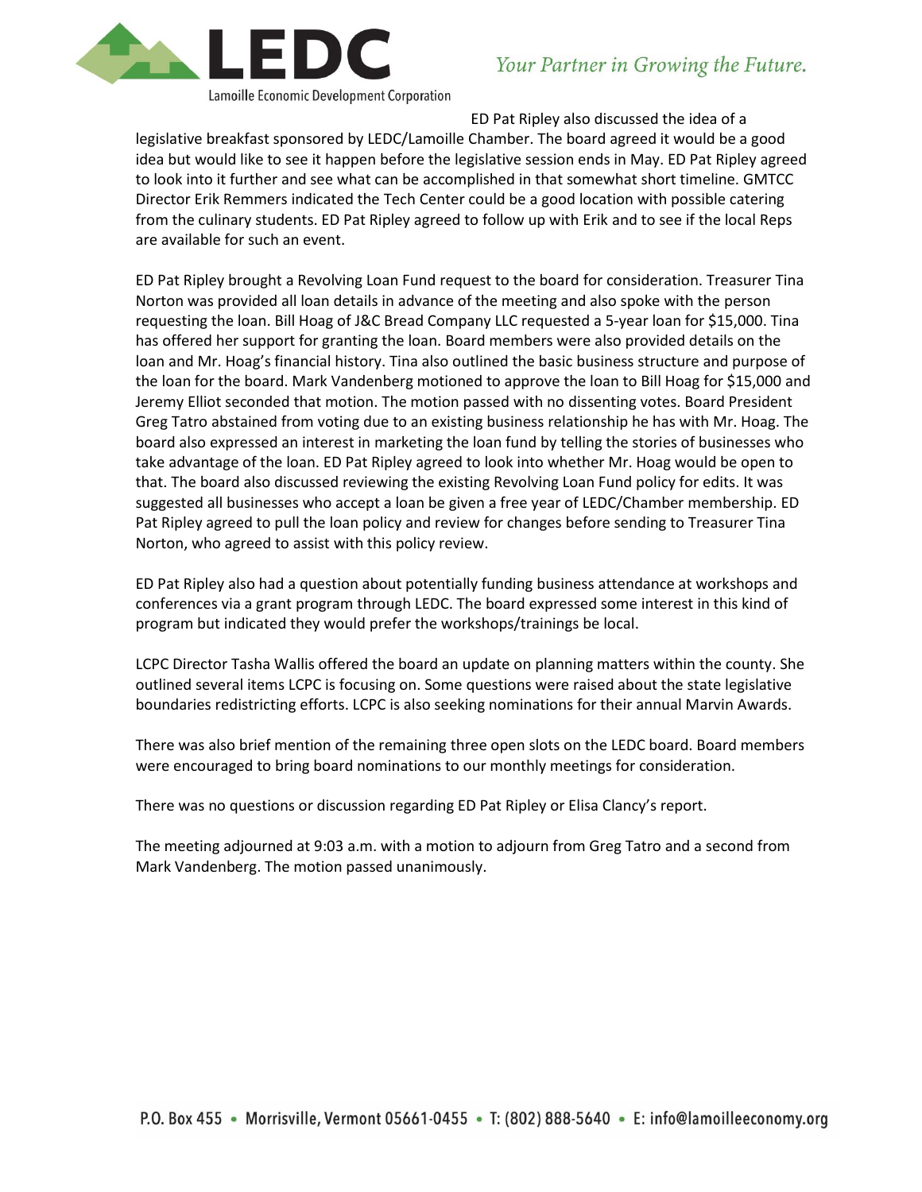ED Pat Ripley also discussed the idea of a legislative breakfast sponsored by LEDC/Lamoille Chamber. The board agreed it would be a good idea but would like to see it happen before the legislative session ends in May. ED Pat Ripley agreed to look into it further and see what can be accomplished in that somewhat short timeline. GMTCC Director Erik Remmers indicated the Tech Center could be a good location with possible catering from the culinary students. ED Pat Ripley agreed to follow up with Erik and to see if the local Reps are available for such an event.

ED Pat Ripley brought a Revolving Loan Fund request to the board for consideration. Treasurer Tina Norton was provided all loan details in advance of the meeting and also spoke with the person requesting the loan. Bill Hoag of J&C Bread Company LLC requested a 5-year loan for $15,000. Tina has offered her support for granting the loan. Board members were also provided details on the loan and Mr. Hoag's financial history. Tina also outlined the basic business structure and purpose of the loan for the board. Mark Vandenberg motioned to approve the loan to Bill Hoag for $15,000 and Jeremy Elliot seconded that motion. The motion passed with no dissenting votes. Board President Greg Tatro abstained from voting due to an existing business relationship he has with Mr. Hoag. The board also expressed an interest in marketing the loan fund by telling the stories of businesses who take advantage of the loan. ED Pat Ripley agreed to look into whether Mr. Hoag would be open to that. The board also discussed reviewing the existing Revolving Loan Fund policy for edits. It was suggested all businesses who accept a loan be given a free year of LEDC/Chamber membership. ED Pat Ripley agreed to pull the loan policy and review for changes before sending to Treasurer Tina Norton, who agreed to assist with this policy review.

ED Pat Ripley also had a question about potentially funding business attendance at workshops and conferences via a grant program through LEDC. The board expressed some interest in this kind of program but indicated they would prefer the workshops/trainings be local.

LCPC Director Tasha Wallis offered the board an update on planning matters within the county. She outlined several items LCPC is focusing on. Some questions were raised about the state legislative boundaries redistricting efforts. LCPC is also seeking nominations for their annual Marvin Awards.

There was also brief mention of the remaining three open slots on the LEDC board. Board members were encouraged to bring board nominations to our monthly meetings for consideration.

There was no questions or discussion regarding ED Pat Ripley or Elisa Clancy's report.

The meeting adjourned at 9:03 a.m. with a motion to adjourn from Greg Tatro and a second from Mark Vandenberg. The motion passed unanimously.